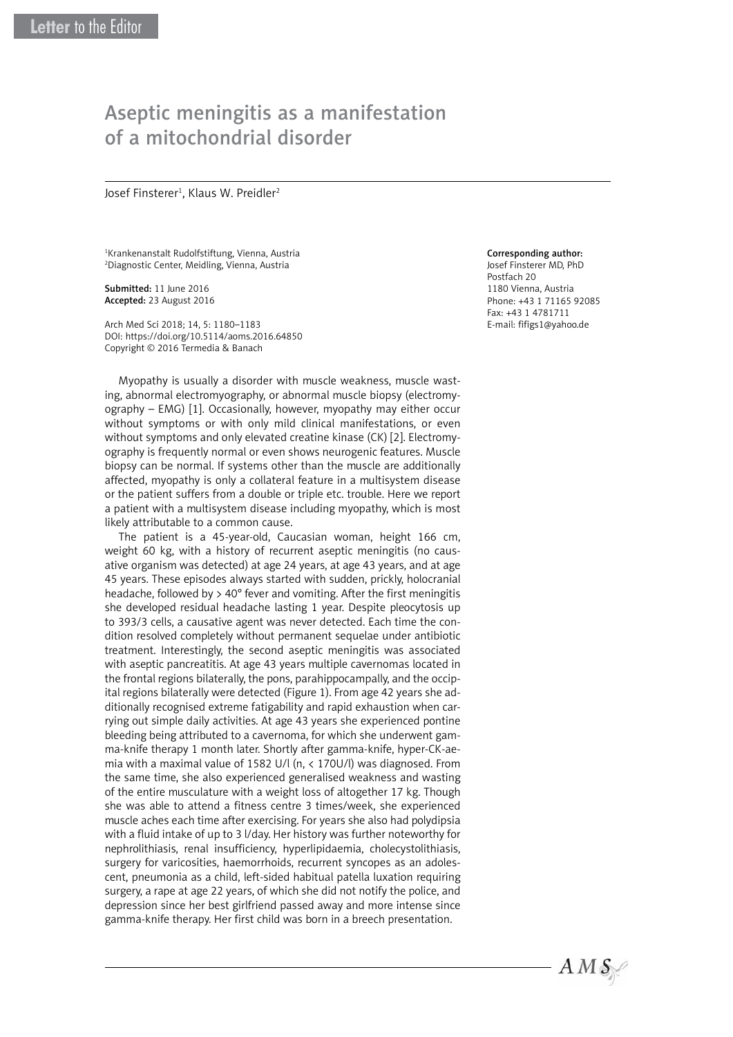Letter to the Editor

# Aseptic meningitis as a manifestation of a mitochondrial disorder

Josef Finsterer[1], Klaus W. Preidler[2]

[1]Krankenanstalt Rudolfstiftung, Vienna, Austria
[2]Diagnostic Center, Meidling, Vienna, Austria

**Submitted:** 11 June 2016
**Accepted:** 23 August 2016

Arch Med Sci 2018; 14, 5: 1180–1183
DOI: https://doi.org/10.5114/aoms.2016.64850
Copyright © 2016 Termedia & Banach

**Corresponding author:**
Josef Finsterer MD, PhD
Postfach 20
1180 Vienna, Austria
Phone: +43 1 71165 92085
Fax: +43 1 4781711
E-mail: fifigs1@yahoo.de

Myopathy is usually a disorder with muscle weakness, muscle wasting, abnormal electromyography, or abnormal muscle biopsy (electromyography – EMG) [1]. Occasionally, however, myopathy may either occur without symptoms or with only mild clinical manifestations, or even without symptoms and only elevated creatine kinase (CK) [2]. Electromyography is frequently normal or even shows neurogenic features. Muscle biopsy can be normal. If systems other than the muscle are additionally affected, myopathy is only a collateral feature in a multisystem disease or the patient suffers from a double or triple etc. trouble. Here we report a patient with a multisystem disease including myopathy, which is most likely attributable to a common cause.

The patient is a 45-year-old, Caucasian woman, height 166 cm, weight 60 kg, with a history of recurrent aseptic meningitis (no causative organism was detected) at age 24 years, at age 43 years, and at age 45 years. These episodes always started with sudden, prickly, holocranial headache, followed by > 40° fever and vomiting. After the first meningitis she developed residual headache lasting 1 year. Despite pleocytosis up to 393/3 cells, a causative agent was never detected. Each time the condition resolved completely without permanent sequelae under antibiotic treatment. Interestingly, the second aseptic meningitis was associated with aseptic pancreatitis. At age 43 years multiple cavernomas located in the frontal regions bilaterally, the pons, parahippocampally, and the occipital regions bilaterally were detected (Figure 1). From age 42 years she additionally recognised extreme fatigability and rapid exhaustion when carrying out simple daily activities. At age 43 years she experienced pontine bleeding being attributed to a cavernoma, for which she underwent gamma-knife therapy 1 month later. Shortly after gamma-knife, hyper-CK-aemia with a maximal value of 1582 U/l (n, < 170U/l) was diagnosed. From the same time, she also experienced generalised weakness and wasting of the entire musculature with a weight loss of altogether 17 kg. Though she was able to attend a fitness centre 3 times/week, she experienced muscle aches each time after exercising. For years she also had polydipsia with a fluid intake of up to 3 l/day. Her history was further noteworthy for nephrolithiasis, renal insufficiency, hyperlipidaemia, cholecystolithiasis, surgery for varicosities, haemorrhoids, recurrent syncopes as an adolescent, pneumonia as a child, left-sided habitual patella luxation requiring surgery, a rape at age 22 years, of which she did not notify the police, and depression since her best girlfriend passed away and more intense since gamma-knife therapy. Her first child was born in a breech presentation.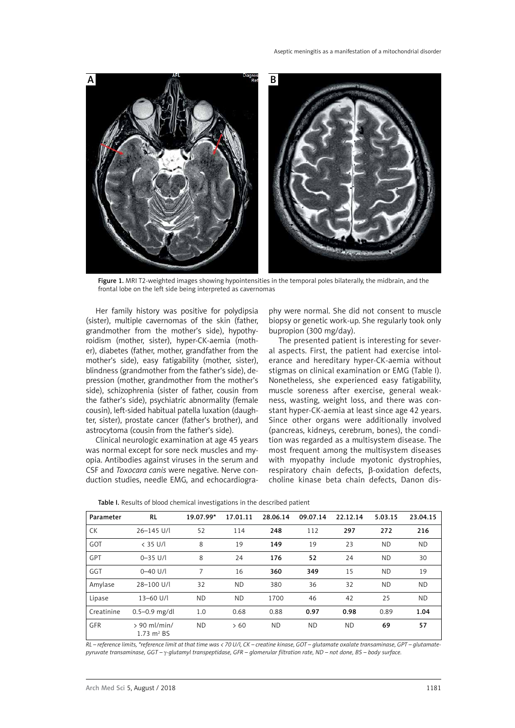Figure 1. MRI T2-weighted images showing hypointensities in the temporal poles bilaterally, the midbrain, and the frontal lobe on the left side being interpreted as cavernomas

Her family history was positive for polydipsia (sister), multiple cavernomas of the skin (father, grandmother from the mother's side), hypothyroidism (mother, sister), hyper-CK-aemia (mother), diabetes (father, mother, grandfather from the mother's side), easy fatigability (mother, sister), blindness (grandmother from the father's side), depression (mother, grandmother from the mother's side), schizophrenia (sister of father, cousin from the father's side), psychiatric abnormality (female cousin), left-sided habitual patella luxation (daughter, sister), prostate cancer (father's brother), and astrocytoma (cousin from the father's side).

Clinical neurologic examination at age 45 years was normal except for sore neck muscles and myopia. Antibodies against viruses in the serum and CSF and *Toxocara canis* were negative. Nerve conduction studies, needle EMG, and echocardiography were normal. She did not consent to muscle biopsy or genetic work-up. She regularly took only bupropion (300 mg/day).

The presented patient is interesting for several aspects. First, the patient had exercise intolerance and hereditary hyper-CK-aemia without stigmas on clinical examination or EMG (Table I). Nonetheless, she experienced easy fatigability, muscle soreness after exercise, general weakness, wasting, weight loss, and there was constant hyper-CK-aemia at least since age 42 years. Since other organs were additionally involved (pancreas, kidneys, cerebrum, bones), the condition was regarded as a multisystem disease. The most frequent among the multisystem diseases with myopathy include myotonic dystrophies, respiratory chain defects, β-oxidation defects, choline kinase beta chain defects, Danon dis-

Table I. Results of blood chemical investigations in the described patient

| Parameter | RL | 19.07.99* | 17.01.11 | 28.06.14 | 09.07.14 | 22.12.14 | 5.03.15 | 23.04.15 |
|---|---|---|---|---|---|---|---|---|
| CK | 26–145 U/l | 52 | 114 | **248** | 112 | **297** | **272** | **216** |
| GOT | < 35 U/l | 8 | 19 | **149** | 19 | 23 | ND | ND |
| GPT | 0–35 U/l | 8 | 24 | **176** | **52** | 24 | ND | 30 |
| GGT | 0–40 U/l | 7 | 16 | **360** | **349** | 15 | ND | 19 |
| Amylase | 28–100 U/l | 32 | ND | 380 | 36 | 32 | ND | ND |
| Lipase | 13–60 U/l | ND | ND | 1700 | 46 | 42 | 25 | ND |
| Creatinine | 0.5–0.9 mg/dl | 1.0 | 0.68 | 0.88 | **0.97** | **0.98** | 0.89 | **1.04** |
| GFR | > 90 ml/min/ 1.73 m² BS | ND | > 60 | ND | ND | ND | **69** | **57** |

*RL – reference limits, \*reference limit at that time was < 70 U/l, CK – creatine kinase, GOT – glutamate oxalate transaminase, GPT – glutamate-pyruvate transaminase, GGT – γ-glutamyl transpeptidase, GFR – glomerular filtration rate, ND – not done, BS – body surface.*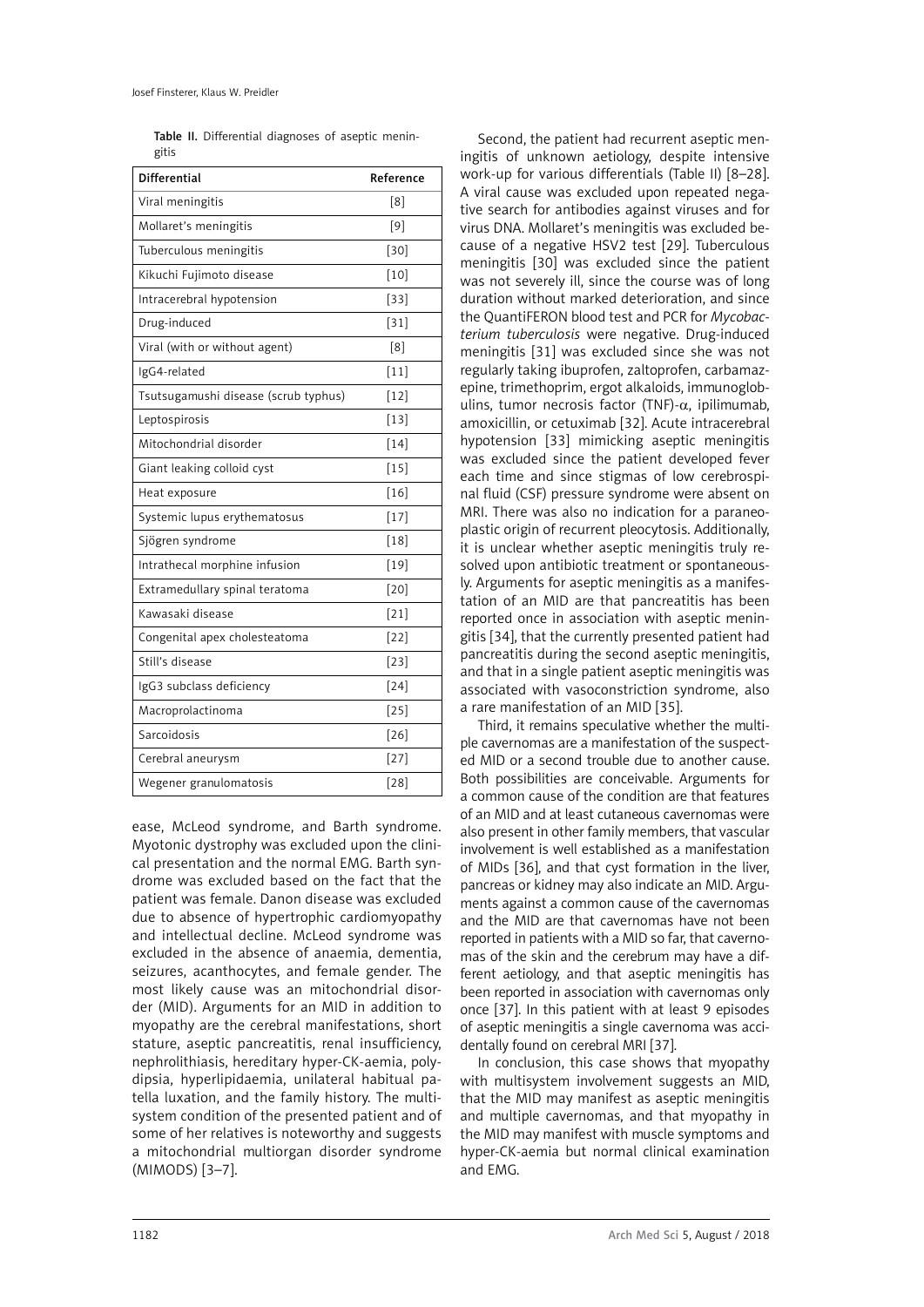Table II. Differential diagnoses of aseptic meningitis

| Differential | Reference |
|---|---|
| Viral meningitis | [8] |
| Mollaret's meningitis | [9] |
| Tuberculous meningitis | [30] |
| Kikuchi Fujimoto disease | [10] |
| Intracerebral hypotension | [33] |
| Drug-induced | [31] |
| Viral (with or without agent) | [8] |
| IgG4-related | [11] |
| Tsutsugamushi disease (scrub typhus) | [12] |
| Leptospirosis | [13] |
| Mitochondrial disorder | [14] |
| Giant leaking colloid cyst | [15] |
| Heat exposure | [16] |
| Systemic lupus erythematosus | [17] |
| Sjögren syndrome | [18] |
| Intrathecal morphine infusion | [19] |
| Extramedullary spinal teratoma | [20] |
| Kawasaki disease | [21] |
| Congenital apex cholesteatoma | [22] |
| Still's disease | [23] |
| IgG3 subclass deficiency | [24] |
| Macroprolactinoma | [25] |
| Sarcoidosis | [26] |
| Cerebral aneurysm | [27] |
| Wegener granulomatosis | [28] |

ease, McLeod syndrome, and Barth syndrome. Myotonic dystrophy was excluded upon the clinical presentation and the normal EMG. Barth syndrome was excluded based on the fact that the patient was female. Danon disease was excluded due to absence of hypertrophic cardiomyopathy and intellectual decline. McLeod syndrome was excluded in the absence of anaemia, dementia, seizures, acanthocytes, and female gender. The most likely cause was an mitochondrial disorder (MID). Arguments for an MID in addition to myopathy are the cerebral manifestations, short stature, aseptic pancreatitis, renal insufficiency, nephrolithiasis, hereditary hyper-CK-aemia, polydipsia, hyperlipidaemia, unilateral habitual patella luxation, and the family history. The multisystem condition of the presented patient and of some of her relatives is noteworthy and suggests a mitochondrial multiorgan disorder syndrome (MIMODS) [3–7].

Second, the patient had recurrent aseptic meningitis of unknown aetiology, despite intensive work-up for various differentials (Table II) [8–28]. A viral cause was excluded upon repeated negative search for antibodies against viruses and for virus DNA. Mollaret's meningitis was excluded because of a negative HSV2 test [29]. Tuberculous meningitis [30] was excluded since the patient was not severely ill, since the course was of long duration without marked deterioration, and since the QuantiFERON blood test and PCR for *Mycobacterium tuberculosis* were negative. Drug-induced meningitis [31] was excluded since she was not regularly taking ibuprofen, zaltoprofen, carbamazepine, trimethoprim, ergot alkaloids, immunoglobulins, tumor necrosis factor (TNF)-$\alpha$, ipilimumab, amoxicillin, or cetuximab [32]. Acute intracerebral hypotension [33] mimicking aseptic meningitis was excluded since the patient developed fever each time and since stigmas of low cerebrospinal fluid (CSF) pressure syndrome were absent on MRI. There was also no indication for a paraneoplastic origin of recurrent pleocytosis. Additionally, it is unclear whether aseptic meningitis truly resolved upon antibiotic treatment or spontaneously. Arguments for aseptic meningitis as a manifestation of an MID are that pancreatitis has been reported once in association with aseptic meningitis [34], that the currently presented patient had pancreatitis during the second aseptic meningitis, and that in a single patient aseptic meningitis was associated with vasoconstriction syndrome, also a rare manifestation of an MID [35].

Third, it remains speculative whether the multiple cavernomas are a manifestation of the suspected MID or a second trouble due to another cause. Both possibilities are conceivable. Arguments for a common cause of the condition are that features of an MID and at least cutaneous cavernomas were also present in other family members, that vascular involvement is well established as a manifestation of MIDs [36], and that cyst formation in the liver, pancreas or kidney may also indicate an MID. Arguments against a common cause of the cavernomas and the MID are that cavernomas have not been reported in patients with a MID so far, that cavernomas of the skin and the cerebrum may have a different aetiology, and that aseptic meningitis has been reported in association with cavernomas only once [37]. In this patient with at least 9 episodes of aseptic meningitis a single cavernoma was accidentally found on cerebral MRI [37].

In conclusion, this case shows that myopathy with multisystem involvement suggests an MID, that the MID may manifest as aseptic meningitis and multiple cavernomas, and that myopathy in the MID may manifest with muscle symptoms and hyper-CK-aemia but normal clinical examination and EMG.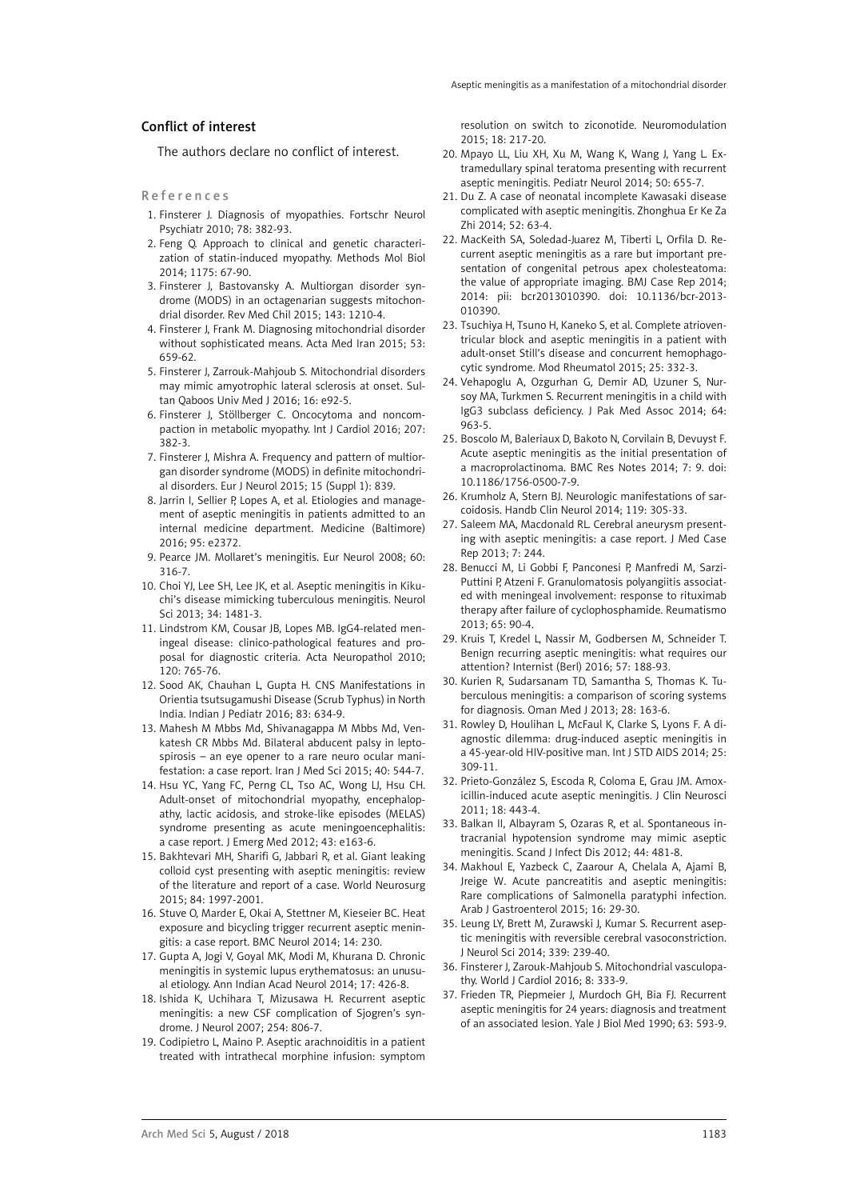## Conflict of interest

The authors declare no conflict of interest.

## References

1. Finsterer J. Diagnosis of myopathies. Fortschr Neurol Psychiatr 2010; 78: 382-93.
2. Feng Q. Approach to clinical and genetic characterization of statin-induced myopathy. Methods Mol Biol 2014; 1175: 67-90.
3. Finsterer J, Bastovansky A. Multiorgan disorder syndrome (MODS) in an octagenarian suggests mitochondrial disorder. Rev Med Chil 2015; 143: 1210-4.
4. Finsterer J, Frank M. Diagnosing mitochondrial disorder without sophisticated means. Acta Med Iran 2015; 53: 659-62.
5. Finsterer J, Zarrouk-Mahjoub S. Mitochondrial disorders may mimic amyotrophic lateral sclerosis at onset. Sultan Qaboos Univ Med J 2016; 16: e92-5.
6. Finsterer J, Stöllberger C. Oncocytoma and noncompaction in metabolic myopathy. Int J Cardiol 2016; 207: 382-3.
7. Finsterer J, Mishra A. Frequency and pattern of multiorgan disorder syndrome (MODS) in definite mitochondrial disorders. Eur J Neurol 2015; 15 (Suppl 1): 839.
8. Jarrin I, Sellier P, Lopes A, et al. Etiologies and management of aseptic meningitis in patients admitted to an internal medicine department. Medicine (Baltimore) 2016; 95: e2372.
9. Pearce JM. Mollaret's meningitis. Eur Neurol 2008; 60: 316-7.
10. Choi YJ, Lee SH, Lee JK, et al. Aseptic meningitis in Kikuchi's disease mimicking tuberculous meningitis. Neurol Sci 2013; 34: 1481-3.
11. Lindstrom KM, Cousar JB, Lopes MB. IgG4-related meningeal disease: clinico-pathological features and proposal for diagnostic criteria. Acta Neuropathol 2010; 120: 765-76.
12. Sood AK, Chauhan L, Gupta H. CNS Manifestations in Orientia tsutsugamushi Disease (Scrub Typhus) in North India. Indian J Pediatr 2016; 83: 634-9.
13. Mahesh M Mbbs Md, Shivanagappa M Mbbs Md, Venkatesh CR Mbbs Md. Bilateral abducent palsy in leptospirosis – an eye opener to a rare neuro ocular manifestation: a case report. Iran J Med Sci 2015; 40: 544-7.
14. Hsu YC, Yang FC, Perng CL, Tso AC, Wong LJ, Hsu CH. Adult-onset of mitochondrial myopathy, encephalopathy, lactic acidosis, and stroke-like episodes (MELAS) syndrome presenting as acute meningoencephalitis: a case report. J Emerg Med 2012; 43: e163-6.
15. Bakhtevari MH, Sharifi G, Jabbari R, et al. Giant leaking colloid cyst presenting with aseptic meningitis: review of the literature and report of a case. World Neurosurg 2015; 84: 1997-2001.
16. Stuve O, Marder E, Okai A, Stettner M, Kieseier BC. Heat exposure and bicycling trigger recurrent aseptic meningitis: a case report. BMC Neurol 2014; 14: 230.
17. Gupta A, Jogi V, Goyal MK, Modi M, Khurana D. Chronic meningitis in systemic lupus erythematosus: an unusual etiology. Ann Indian Acad Neurol 2014; 17: 426-8.
18. Ishida K, Uchihara T, Mizusawa H. Recurrent aseptic meningitis: a new CSF complication of Sjogren's syndrome. J Neurol 2007; 254: 806-7.
19. Codipietro L, Maino P. Aseptic arachnoiditis in a patient treated with intrathecal morphine infusion: symptom resolution on switch to ziconotide. Neuromodulation 2015; 18: 217-20.
20. Mpayo LL, Liu XH, Xu M, Wang K, Wang J, Yang L. Extramedullary spinal teratoma presenting with recurrent aseptic meningitis. Pediatr Neurol 2014; 50: 655-7.
21. Du Z. A case of neonatal incomplete Kawasaki disease complicated with aseptic meningitis. Zhonghua Er Ke Za Zhi 2014; 52: 63-4.
22. MacKeith SA, Soledad-Juarez M, Tiberti L, Orfila D. Recurrent aseptic meningitis as a rare but important presentation of congenital petrous apex cholesteatoma: the value of appropriate imaging. BMJ Case Rep 2014; 2014: pii: bcr2013010390. doi: 10.1136/bcr-2013-010390.
23. Tsuchiya H, Tsuno H, Kaneko S, et al. Complete atrioventricular block and aseptic meningitis in a patient with adult-onset Still's disease and concurrent hemophagocytic syndrome. Mod Rheumatol 2015; 25: 332-3.
24. Vehapoglu A, Ozgurhan G, Demir AD, Uzuner S, Nursoy MA, Turkmen S. Recurrent meningitis in a child with IgG3 subclass deficiency. J Pak Med Assoc 2014; 64: 963-5.
25. Boscolo M, Baleriaux D, Bakoto N, Corvilain B, Devuyst F. Acute aseptic meningitis as the initial presentation of a macroprolactinoma. BMC Res Notes 2014; 7: 9. doi: 10.1186/1756-0500-7-9.
26. Krumholz A, Stern BJ. Neurologic manifestations of sarcoidosis. Handb Clin Neurol 2014; 119: 305-33.
27. Saleem MA, Macdonald RL. Cerebral aneurysm presenting with aseptic meningitis: a case report. J Med Case Rep 2013; 7: 244.
28. Benucci M, Li Gobbi F, Panconesi P, Manfredi M, Sarzi-Puttini P, Atzeni F. Granulomatosis polyangiitis associated with meningeal involvement: response to rituximab therapy after failure of cyclophosphamide. Reumatismo 2013; 65: 90-4.
29. Kruis T, Kredel L, Nassir M, Godbersen M, Schneider T. Benign recurring aseptic meningitis: what requires our attention? Internist (Berl) 2016; 57: 188-93.
30. Kurien R, Sudarsanam TD, Samantha S, Thomas K. Tuberculous meningitis: a comparison of scoring systems for diagnosis. Oman Med J 2013; 28: 163-6.
31. Rowley D, Houlihan L, McFaul K, Clarke S, Lyons F. A diagnostic dilemma: drug-induced aseptic meningitis in a 45-year-old HIV-positive man. Int J STD AIDS 2014; 25: 309-11.
32. Prieto-González S, Escoda R, Coloma E, Grau JM. Amoxicillin-induced acute aseptic meningitis. J Clin Neurosci 2011; 18: 443-4.
33. Balkan II, Albayram S, Ozaras R, et al. Spontaneous intracranial hypotension syndrome may mimic aseptic meningitis. Scand J Infect Dis 2012; 44: 481-8.
34. Makhoul E, Yazbeck C, Zaarour A, Chelala A, Ajami B, Jreige W. Acute pancreatitis and aseptic meningitis: Rare complications of Salmonella paratyphi infection. Arab J Gastroenterol 2015; 16: 29-30.
35. Leung LY, Brett M, Zurawski J, Kumar S. Recurrent aseptic meningitis with reversible cerebral vasoconstriction. J Neurol Sci 2014; 339: 239-40.
36. Finsterer J, Zarouk-Mahjoub S. Mitochondrial vasculopathy. World J Cardiol 2016; 8: 333-9.
37. Frieden TR, Piepmeier J, Murdoch GH, Bia FJ. Recurrent aseptic meningitis for 24 years: diagnosis and treatment of an associated lesion. Yale J Biol Med 1990; 63: 593-9.